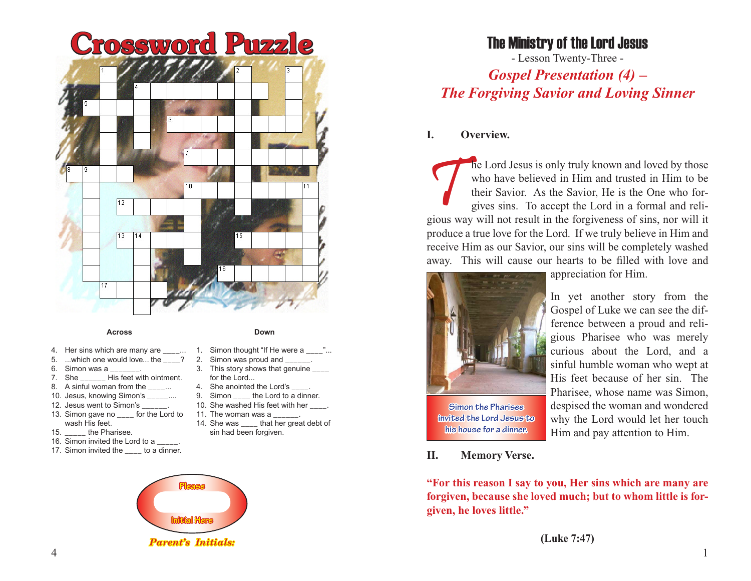# Crossword Puzzle

**Across**

4. Her sins which are many are ____...
5. ...which one would love... the ____?
6. Simon was a _______.
7. She ______ His feet with ointment.
8. A sinful woman from the ____...
10. Jesus, knowing Simon's ______....
12. Jesus went to Simon's ______.
13. Simon gave no ____ for the Lord to wash His feet.
15. _____ the Pharisee.
16. Simon invited the Lord to a _____.
17. Simon invited the ____ to a dinner.

**Down**

1. Simon thought "If He were a ____"...
2. Simon was proud and ______.
3. This story shows that genuine ____ for the Lord...
4. She anointed the Lord's ____.
9. Simon ____ the Lord to a dinner.
10. She washed His feet with her ____.
11. The woman was a ______.
14. She was ____ that her great debt of sin had been forgiven.

Please Initial Here

*Parent's Initials:*

# The Ministry of the Lord Jesus

- Lesson Twenty-Three -

## *Gospel Presentation (4) – The Forgiving Savior and Loving Sinner*

### I. Overview.

The Lord Jesus is only truly known and loved by those who have believed in Him and trusted in Him to be their Savior. As the Savior, He is the One who forgives sins. To accept the Lord in a formal and religious way will not result in the forgiveness of sins, nor will it produce a true love for the Lord. If we truly believe in Him and receive Him as our Savior, our sins will be completely washed away. This will cause our hearts to be filled with love and appreciation for Him.

Simon the Pharisee invited the Lord Jesus to his house for a dinner.

In yet another story from the Gospel of Luke we can see the difference between a proud and religious Pharisee who was merely curious about the Lord, and a sinful humble woman who wept at His feet because of her sin. The Pharisee, whose name was Simon, despised the woman and wondered why the Lord would let her touch Him and pay attention to Him.

### II. Memory Verse.

**"For this reason I say to you, Her sins which are many are forgiven, because she loved much; but to whom little is forgiven, he loves little."**

**(Luke 7:47)**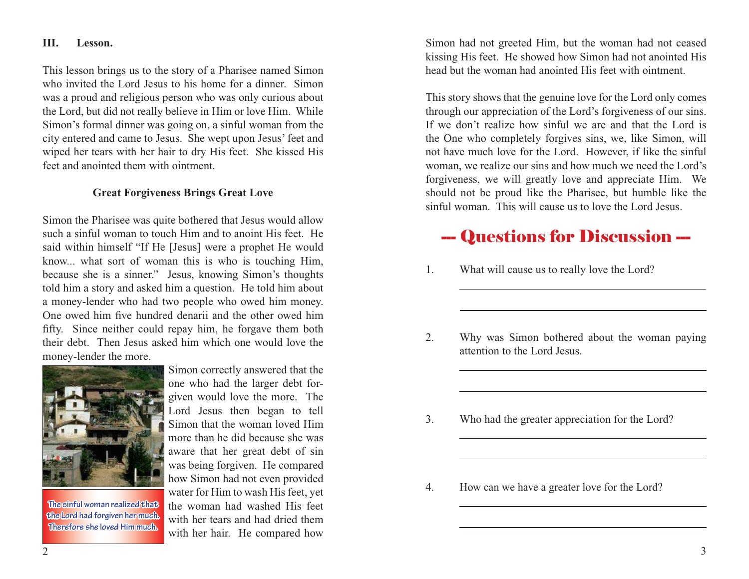## III. Lesson.

This lesson brings us to the story of a Pharisee named Simon who invited the Lord Jesus to his home for a dinner. Simon was a proud and religious person who was only curious about the Lord, but did not really believe in Him or love Him. While Simon's formal dinner was going on, a sinful woman from the city entered and came to Jesus. She wept upon Jesus' feet and wiped her tears with her hair to dry His feet. She kissed His feet and anointed them with ointment.

### Great Forgiveness Brings Great Love

Simon the Pharisee was quite bothered that Jesus would allow such a sinful woman to touch Him and to anoint His feet. He said within himself "If He [Jesus] were a prophet He would know... what sort of woman this is who is touching Him, because she is a sinner." Jesus, knowing Simon's thoughts told him a story and asked him a question. He told him about a money-lender who had two people who owed him money. One owed him five hundred denarii and the other owed him fifty. Since neither could repay him, he forgave them both their debt. Then Jesus asked him which one would love the money-lender the more.

The sinful woman realized that the Lord had forgiven her much. Therefore she loved Him much.

Simon correctly answered that the one who had the larger debt forgiven would love the more. The Lord Jesus then began to tell Simon that the woman loved Him more than he did because she was aware that her great debt of sin was being forgiven. He compared how Simon had not even provided water for Him to wash His feet, yet the woman had washed His feet with her tears and had dried them with her hair. He compared how Simon had not greeted Him, but the woman had not ceased kissing His feet. He showed how Simon had not anointed His head but the woman had anointed His feet with ointment.

This story shows that the genuine love for the Lord only comes through our appreciation of the Lord's forgiveness of our sins. If we don't realize how sinful we are and that the Lord is the One who completely forgives sins, we, like Simon, will not have much love for the Lord. However, if like the sinful woman, we realize our sins and how much we need the Lord's forgiveness, we will greatly love and appreciate Him. We should not be proud like the Pharisee, but humble like the sinful woman. This will cause us to love the Lord Jesus.

## --- Questions for Discussion ---

1. What will cause us to really love the Lord?

   ______________________________

   ______________________________

2. Why was Simon bothered about the woman paying attention to the Lord Jesus.

   ______________________________

   ______________________________

3. Who had the greater appreciation for the Lord?

   ______________________________

   ______________________________

4. How can we have a greater love for the Lord?

   ______________________________

   ______________________________